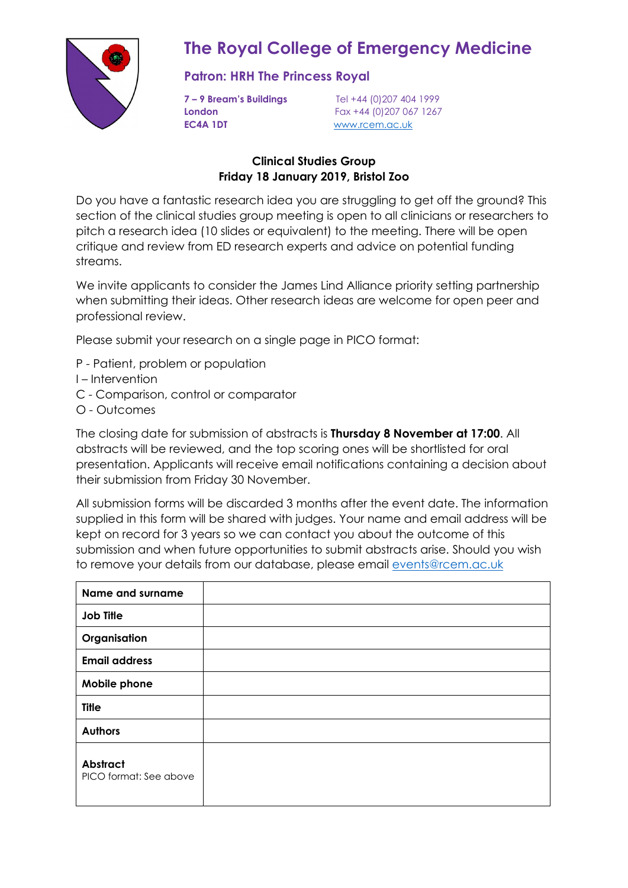# The Royal College of Emergency Medicine

## Patron: HRH The Princess Royal

**7 – 9 Bream's Buildings**
**London**
**EC4A 1DT**

Tel +44 (0)207 404 1999
Fax +44 (0)207 067 1267
www.rcem.ac.uk

**Clinical Studies Group**
**Friday 18 January 2019, Bristol Zoo**

Do you have a fantastic research idea you are struggling to get off the ground? This section of the clinical studies group meeting is open to all clinicians or researchers to pitch a research idea (10 slides or equivalent) to the meeting. There will be open critique and review from ED research experts and advice on potential funding streams.

We invite applicants to consider the James Lind Alliance priority setting partnership when submitting their ideas. Other research ideas are welcome for open peer and professional review.

Please submit your research on a single page in PICO format:

P - Patient, problem or population
I – Intervention
C - Comparison, control or comparator
O - Outcomes

The closing date for submission of abstracts is **Thursday 8 November at 17:00**. All abstracts will be reviewed, and the top scoring ones will be shortlisted for oral presentation. Applicants will receive email notifications containing a decision about their submission from Friday 30 November.

All submission forms will be discarded 3 months after the event date. The information supplied in this form will be shared with judges. Your name and email address will be kept on record for 3 years so we can contact you about the outcome of this submission and when future opportunities to submit abstracts arise. Should you wish to remove your details from our database, please email events@rcem.ac.uk

| | |
|---|---|
| **Name and surname** | |
| **Job Title** | |
| **Organisation** | |
| **Email address** | |
| **Mobile phone** | |
| **Title** | |
| **Authors** | |
| **Abstract** PICO format: See above | |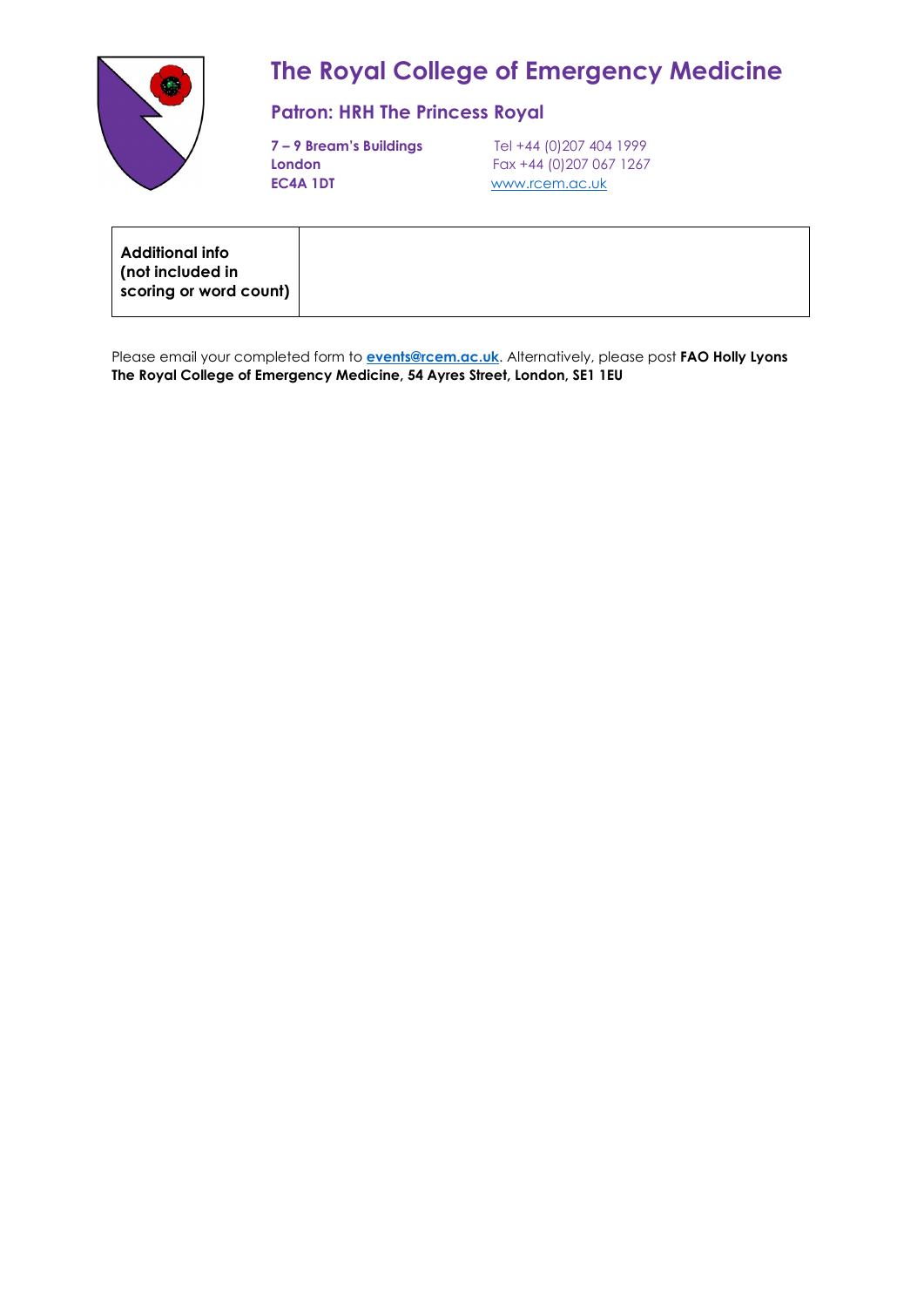# The Royal College of Emergency Medicine

## Patron: HRH The Princess Royal

**7 – 9 Bream's Buildings**
**London**
**EC4A 1DT**

Tel +44 (0)207 404 1999
Fax +44 (0)207 067 1267
www.rcem.ac.uk

| | |
|---|---|
| **Additional info (not included in scoring or word count)** | |

Please email your completed form to **events@rcem.ac.uk**. Alternatively, please post **FAO Holly Lyons The Royal College of Emergency Medicine, 54 Ayres Street, London, SE1 1EU**